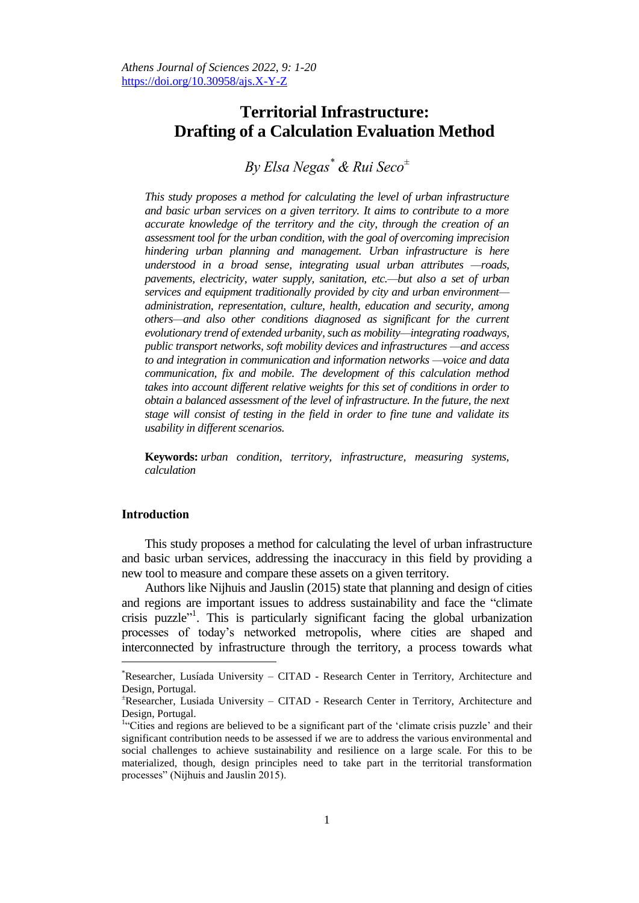# Territorial Infrastructure: Drafting of a Calculation Evaluation Method

*By Elsa Negas[*] & Rui Seco[±]*

*This study proposes a method for calculating the level of urban infrastructure and basic urban services on a given territory. It aims to contribute to a more accurate knowledge of the territory and the city, through the creation of an assessment tool for the urban condition, with the goal of overcoming imprecision hindering urban planning and management. Urban infrastructure is here understood in a broad sense, integrating usual urban attributes —roads, pavements, electricity, water supply, sanitation, etc.—but also a set of urban services and equipment traditionally provided by city and urban environment—administration, representation, culture, health, education and security, among others—and also other conditions diagnosed as significant for the current evolutionary trend of extended urbanity, such as mobility—integrating roadways, public transport networks, soft mobility devices and infrastructures —and access to and integration in communication and information networks —voice and data communication, fix and mobile. The development of this calculation method takes into account different relative weights for this set of conditions in order to obtain a balanced assessment of the level of infrastructure. In the future, the next stage will consist of testing in the field in order to fine tune and validate its usability in different scenarios.*

**Keywords:** *urban condition, territory, infrastructure, measuring systems, calculation*

## Introduction

This study proposes a method for calculating the level of urban infrastructure and basic urban services, addressing the inaccuracy in this field by providing a new tool to measure and compare these assets on a given territory.

Authors like Nijhuis and Jauslin (2015) state that planning and design of cities and regions are important issues to address sustainability and face the "climate crisis puzzle"[1]. This is particularly significant facing the global urbanization processes of today's networked metropolis, where cities are shaped and interconnected by infrastructure through the territory, a process towards what

---

[*] Researcher, Lusíada University – CITAD - Research Center in Territory, Architecture and Design, Portugal.

[±] Researcher, Lusiada University – CITAD - Research Center in Territory, Architecture and Design, Portugal.

[1] "Cities and regions are believed to be a significant part of the 'climate crisis puzzle' and their significant contribution needs to be assessed if we are to address the various environmental and social challenges to achieve sustainability and resilience on a large scale. For this to be materialized, though, design principles need to take part in the territorial transformation processes" (Nijhuis and Jauslin 2015).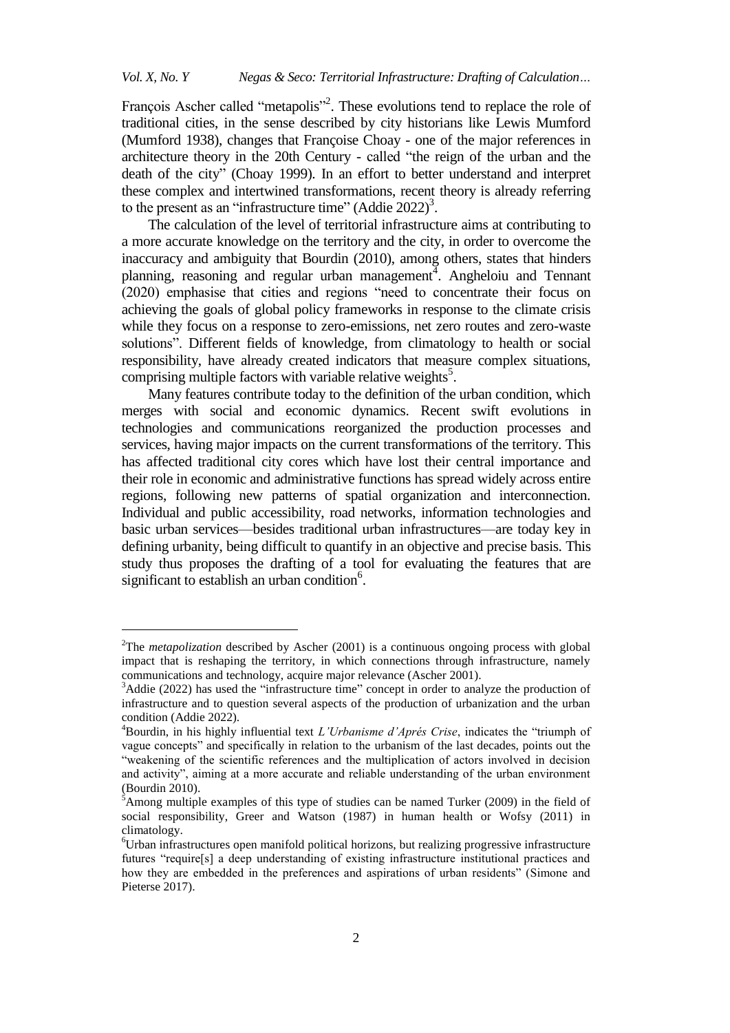François Ascher called "metapolis"[2]. These evolutions tend to replace the role of traditional cities, in the sense described by city historians like Lewis Mumford (Mumford 1938), changes that Françoise Choay - one of the major references in architecture theory in the 20th Century - called "the reign of the urban and the death of the city" (Choay 1999). In an effort to better understand and interpret these complex and intertwined transformations, recent theory is already referring to the present as an "infrastructure time" (Addie 2022)[3].

The calculation of the level of territorial infrastructure aims at contributing to a more accurate knowledge on the territory and the city, in order to overcome the inaccuracy and ambiguity that Bourdin (2010), among others, states that hinders planning, reasoning and regular urban management[4]. Angheloiu and Tennant (2020) emphasise that cities and regions "need to concentrate their focus on achieving the goals of global policy frameworks in response to the climate crisis while they focus on a response to zero-emissions, net zero routes and zero-waste solutions". Different fields of knowledge, from climatology to health or social responsibility, have already created indicators that measure complex situations, comprising multiple factors with variable relative weights[5].

Many features contribute today to the definition of the urban condition, which merges with social and economic dynamics. Recent swift evolutions in technologies and communications reorganized the production processes and services, having major impacts on the current transformations of the territory. This has affected traditional city cores which have lost their central importance and their role in economic and administrative functions has spread widely across entire regions, following new patterns of spatial organization and interconnection. Individual and public accessibility, road networks, information technologies and basic urban services—besides traditional urban infrastructures—are today key in defining urbanity, being difficult to quantify in an objective and precise basis. This study thus proposes the drafting of a tool for evaluating the features that are significant to establish an urban condition[6].

---

[2]The *metapolization* described by Ascher (2001) is a continuous ongoing process with global impact that is reshaping the territory, in which connections through infrastructure, namely communications and technology, acquire major relevance (Ascher 2001).

[3]Addie (2022) has used the "infrastructure time" concept in order to analyze the production of infrastructure and to question several aspects of the production of urbanization and the urban condition (Addie 2022).

[4]Bourdin, in his highly influential text *L'Urbanisme d'Aprés Crise*, indicates the "triumph of vague concepts" and specifically in relation to the urbanism of the last decades, points out the "weakening of the scientific references and the multiplication of actors involved in decision and activity", aiming at a more accurate and reliable understanding of the urban environment (Bourdin 2010).

[5]Among multiple examples of this type of studies can be named Turker (2009) in the field of social responsibility, Greer and Watson (1987) in human health or Wofsy (2011) in climatology.

[6]Urban infrastructures open manifold political horizons, but realizing progressive infrastructure futures "require[s] a deep understanding of existing infrastructure institutional practices and how they are embedded in the preferences and aspirations of urban residents" (Simone and Pieterse 2017).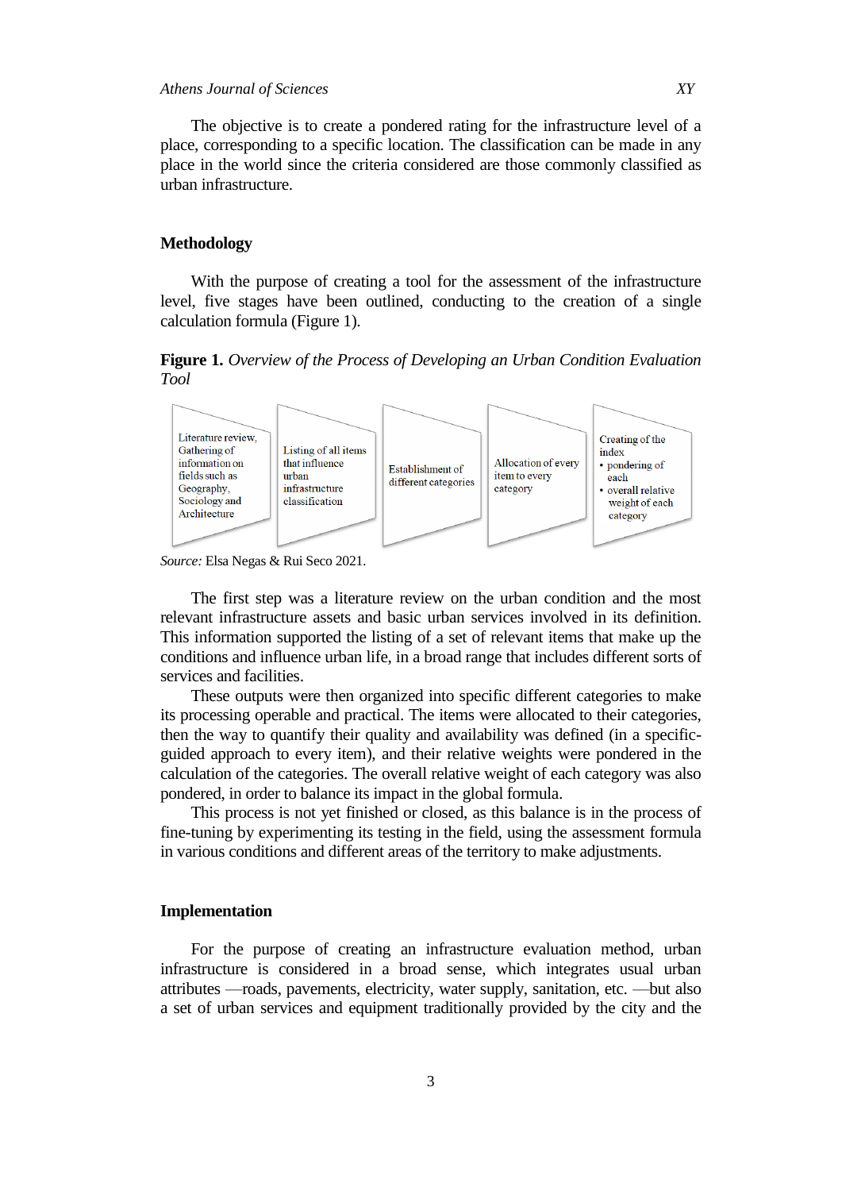The objective is to create a pondered rating for the infrastructure level of a place, corresponding to a specific location. The classification can be made in any place in the world since the criteria considered are those commonly classified as urban infrastructure.

## Methodology

With the purpose of creating a tool for the assessment of the infrastructure level, five stages have been outlined, conducting to the creation of a single calculation formula (Figure 1).

**Figure 1.** *Overview of the Process of Developing an Urban Condition Evaluation Tool*

| Literature review, Gathering of information on fields such as Geography, Sociology and Architecture | Listing of all items that influence urban infrastructure classification | Establishment of different categories | Allocation of every item to every category | Creating of the index • pondering of each • overall relative weight of each category |
|---|---|---|---|---|

*Source:* Elsa Negas & Rui Seco 2021.

The first step was a literature review on the urban condition and the most relevant infrastructure assets and basic urban services involved in its definition. This information supported the listing of a set of relevant items that make up the conditions and influence urban life, in a broad range that includes different sorts of services and facilities.

These outputs were then organized into specific different categories to make its processing operable and practical. The items were allocated to their categories, then the way to quantify their quality and availability was defined (in a specific-guided approach to every item), and their relative weights were pondered in the calculation of the categories. The overall relative weight of each category was also pondered, in order to balance its impact in the global formula.

This process is not yet finished or closed, as this balance is in the process of fine-tuning by experimenting its testing in the field, using the assessment formula in various conditions and different areas of the territory to make adjustments.

## Implementation

For the purpose of creating an infrastructure evaluation method, urban infrastructure is considered in a broad sense, which integrates usual urban attributes —roads, pavements, electricity, water supply, sanitation, etc. —but also a set of urban services and equipment traditionally provided by the city and the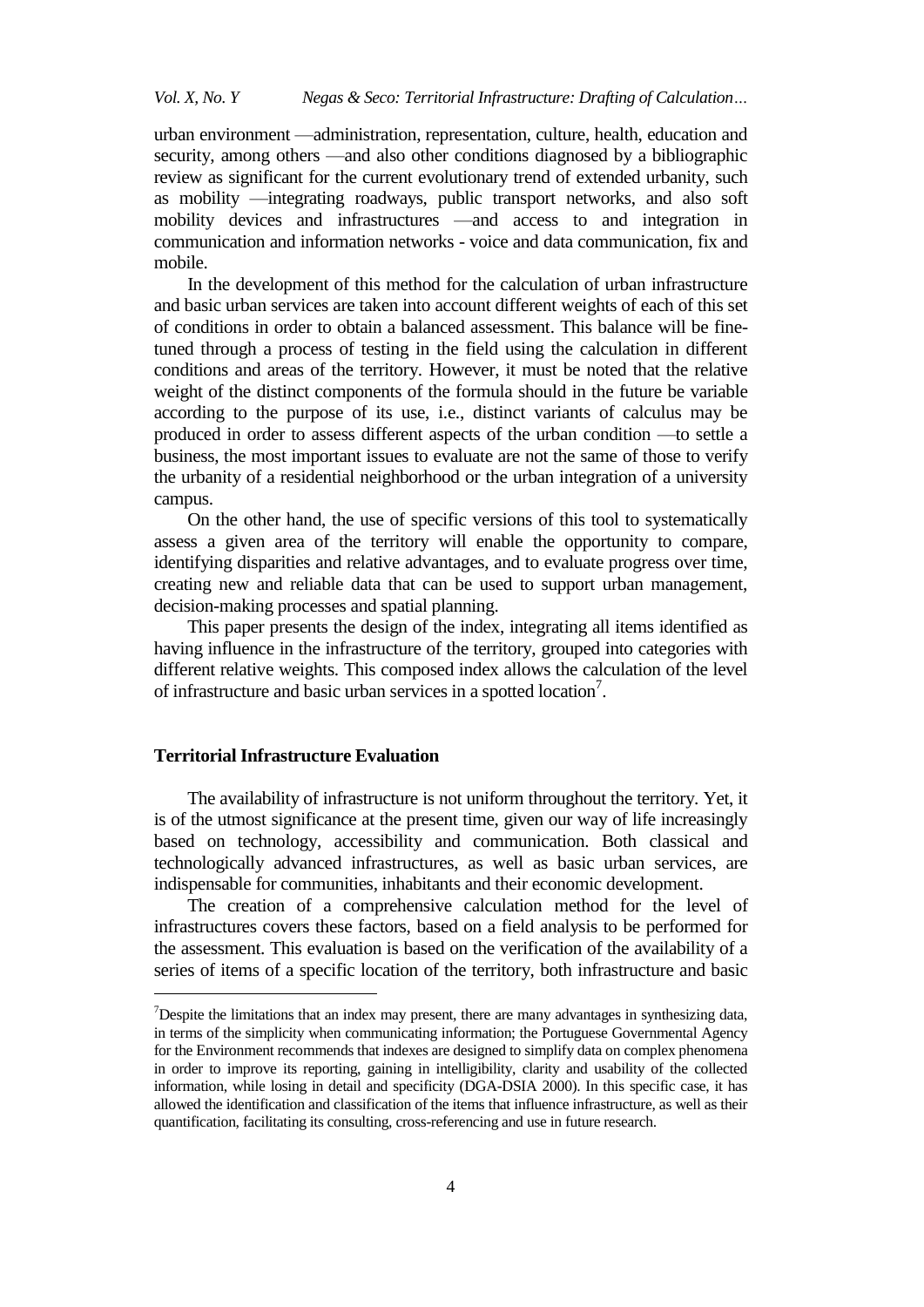urban environment —administration, representation, culture, health, education and security, among others —and also other conditions diagnosed by a bibliographic review as significant for the current evolutionary trend of extended urbanity, such as mobility —integrating roadways, public transport networks, and also soft mobility devices and infrastructures —and access to and integration in communication and information networks - voice and data communication, fix and mobile.

In the development of this method for the calculation of urban infrastructure and basic urban services are taken into account different weights of each of this set of conditions in order to obtain a balanced assessment. This balance will be fine-tuned through a process of testing in the field using the calculation in different conditions and areas of the territory. However, it must be noted that the relative weight of the distinct components of the formula should in the future be variable according to the purpose of its use, i.e., distinct variants of calculus may be produced in order to assess different aspects of the urban condition —to settle a business, the most important issues to evaluate are not the same of those to verify the urbanity of a residential neighborhood or the urban integration of a university campus.

On the other hand, the use of specific versions of this tool to systematically assess a given area of the territory will enable the opportunity to compare, identifying disparities and relative advantages, and to evaluate progress over time, creating new and reliable data that can be used to support urban management, decision-making processes and spatial planning.

This paper presents the design of the index, integrating all items identified as having influence in the infrastructure of the territory, grouped into categories with different relative weights. This composed index allows the calculation of the level of infrastructure and basic urban services in a spotted location[7].

## Territorial Infrastructure Evaluation

The availability of infrastructure is not uniform throughout the territory. Yet, it is of the utmost significance at the present time, given our way of life increasingly based on technology, accessibility and communication. Both classical and technologically advanced infrastructures, as well as basic urban services, are indispensable for communities, inhabitants and their economic development.

The creation of a comprehensive calculation method for the level of infrastructures covers these factors, based on a field analysis to be performed for the assessment. This evaluation is based on the verification of the availability of a series of items of a specific location of the territory, both infrastructure and basic

[7]Despite the limitations that an index may present, there are many advantages in synthesizing data, in terms of the simplicity when communicating information; the Portuguese Governmental Agency for the Environment recommends that indexes are designed to simplify data on complex phenomena in order to improve its reporting, gaining in intelligibility, clarity and usability of the collected information, while losing in detail and specificity (DGA-DSIA 2000). In this specific case, it has allowed the identification and classification of the items that influence infrastructure, as well as their quantification, facilitating its consulting, cross-referencing and use in future research.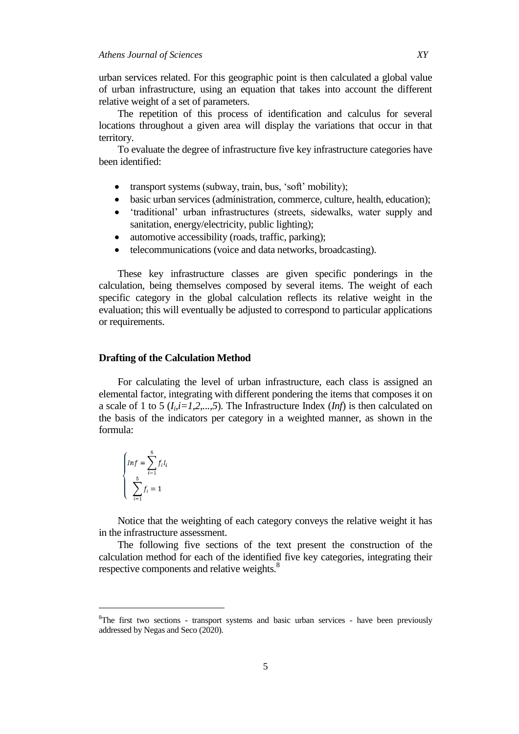urban services related. For this geographic point is then calculated a global value of urban infrastructure, using an equation that takes into account the different relative weight of a set of parameters.

The repetition of this process of identification and calculus for several locations throughout a given area will display the variations that occur in that territory.

To evaluate the degree of infrastructure five key infrastructure categories have been identified:

- transport systems (subway, train, bus, 'soft' mobility);
- basic urban services (administration, commerce, culture, health, education);
- 'traditional' urban infrastructures (streets, sidewalks, water supply and sanitation, energy/electricity, public lighting);
- automotive accessibility (roads, traffic, parking);
- telecommunications (voice and data networks, broadcasting).

These key infrastructure classes are given specific ponderings in the calculation, being themselves composed by several items. The weight of each specific category in the global calculation reflects its relative weight in the evaluation; this will eventually be adjusted to correspond to particular applications or requirements.

**Drafting of the Calculation Method**

For calculating the level of urban infrastructure, each class is assigned an elemental factor, integrating with different pondering the items that composes it on a scale of 1 to 5 ($I_i, i=1,2,...,5$). The Infrastructure Index (*Inf*) is then calculated on the basis of the indicators per category in a weighted manner, as shown in the formula:

$$\begin{cases} Inf = \sum_{i=1}^{5} f_i I_i \\ \sum_{i=1}^{5} f_i = 1 \end{cases}$$

Notice that the weighting of each category conveys the relative weight it has in the infrastructure assessment.

The following five sections of the text present the construction of the calculation method for each of the identified five key categories, integrating their respective components and relative weights.[8]

[8] The first two sections - transport systems and basic urban services - have been previously addressed by Negas and Seco (2020).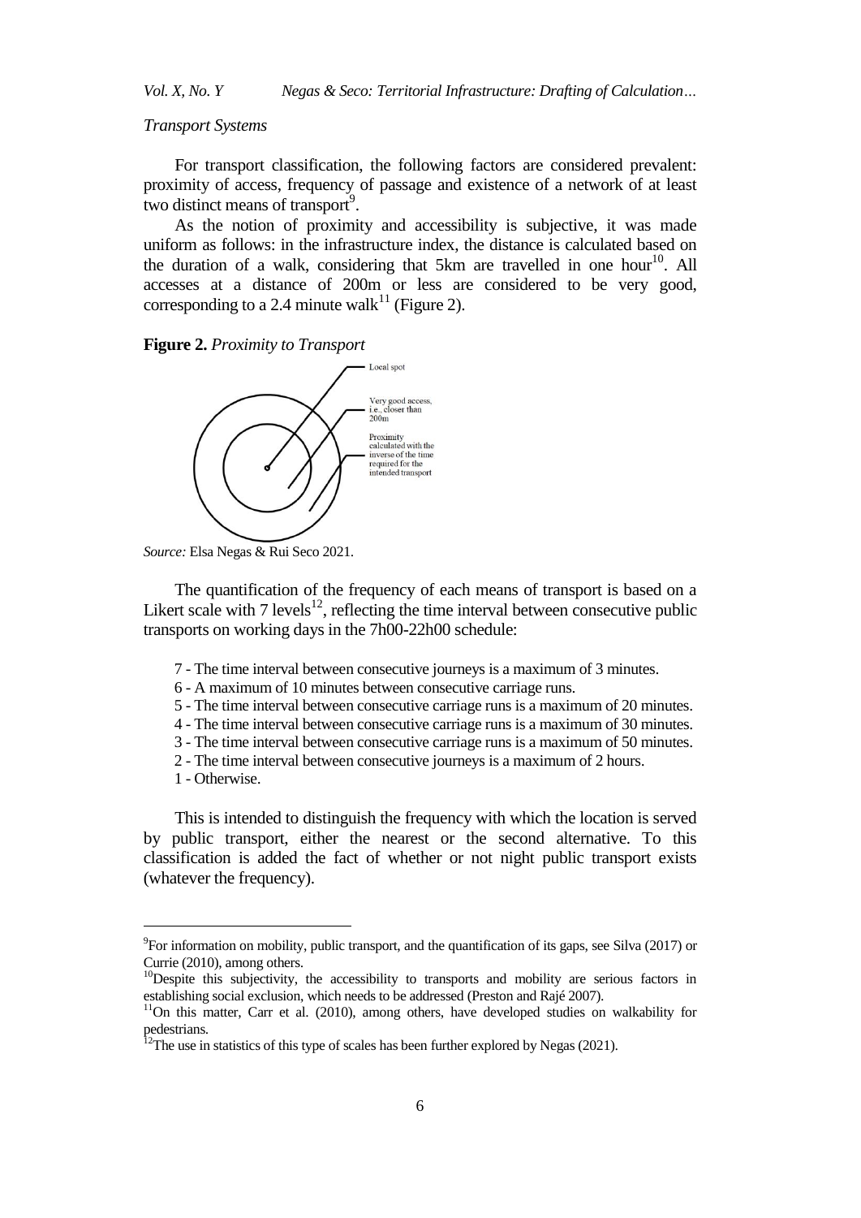*Transport Systems*

For transport classification, the following factors are considered prevalent: proximity of access, frequency of passage and existence of a network of at least two distinct means of transport[9].

As the notion of proximity and accessibility is subjective, it was made uniform as follows: in the infrastructure index, the distance is calculated based on the duration of a walk, considering that 5km are travelled in one hour[10]. All accesses at a distance of 200m or less are considered to be very good, corresponding to a 2.4 minute walk[11] (Figure 2).

**Figure 2.** *Proximity to Transport*

Local spot

Very good access, i.e., closer than 200m

Proximity calculated with the inverse of the time required for the intended transport

*Source:* Elsa Negas & Rui Seco 2021.

The quantification of the frequency of each means of transport is based on a Likert scale with 7 levels[12], reflecting the time interval between consecutive public transports on working days in the 7h00-22h00 schedule:

- 7 - The time interval between consecutive journeys is a maximum of 3 minutes.
- 6 - A maximum of 10 minutes between consecutive carriage runs.
- 5 - The time interval between consecutive carriage runs is a maximum of 20 minutes.
- 4 - The time interval between consecutive carriage runs is a maximum of 30 minutes.
- 3 - The time interval between consecutive carriage runs is a maximum of 50 minutes.
- 2 - The time interval between consecutive journeys is a maximum of 2 hours.
- 1 - Otherwise.

This is intended to distinguish the frequency with which the location is served by public transport, either the nearest or the second alternative. To this classification is added the fact of whether or not night public transport exists (whatever the frequency).

---

[9]For information on mobility, public transport, and the quantification of its gaps, see Silva (2017) or Currie (2010), among others.

[10]Despite this subjectivity, the accessibility to transports and mobility are serious factors in establishing social exclusion, which needs to be addressed (Preston and Rajé 2007).

[11]On this matter, Carr et al. (2010), among others, have developed studies on walkability for pedestrians.

[12]The use in statistics of this type of scales has been further explored by Negas (2021).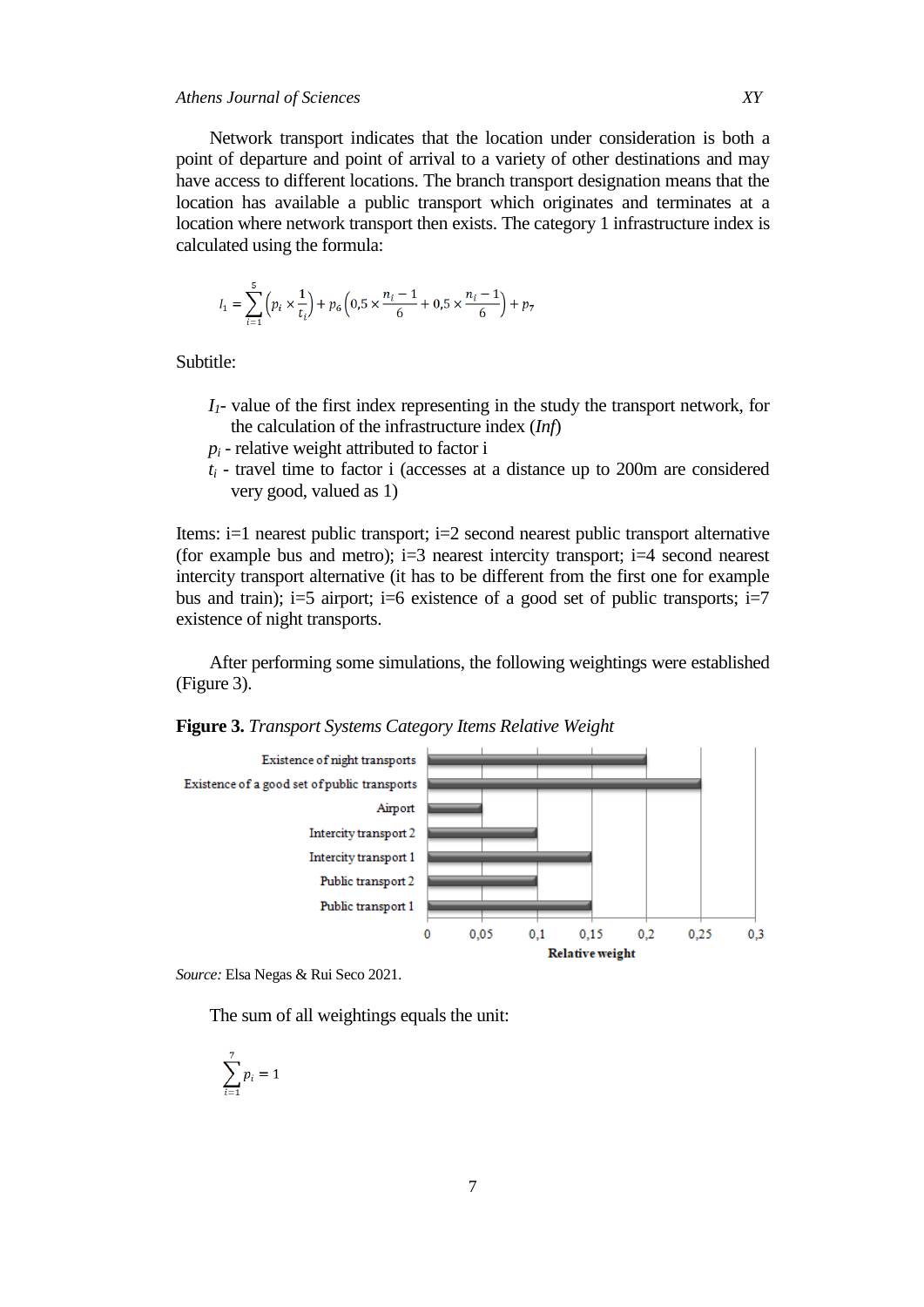Network transport indicates that the location under consideration is both a point of departure and point of arrival to a variety of other destinations and may have access to different locations. The branch transport designation means that the location has available a public transport which originates and terminates at a location where network transport then exists. The category 1 infrastructure index is calculated using the formula:

$$I_1 = \sum_{i=1}^{5}\left(p_i \times \frac{1}{t_i}\right) + p_6\left(0{,}5 \times \frac{n_i - 1}{6} + 0{,}5 \times \frac{n_i - 1}{6}\right) + p_7$$

Subtitle:

- $I_1$- value of the first index representing in the study the transport network, for the calculation of the infrastructure index (*Inf*)
- $p_i$ - relative weight attributed to factor i
- $t_i$ - travel time to factor i (accesses at a distance up to 200m are considered very good, valued as 1)

Items: i=1 nearest public transport; i=2 second nearest public transport alternative (for example bus and metro); i=3 nearest intercity transport; i=4 second nearest intercity transport alternative (it has to be different from the first one for example bus and train); i=5 airport; i=6 existence of a good set of public transports; i=7 existence of night transports.

After performing some simulations, the following weightings were established (Figure 3).

**Figure 3.** *Transport Systems Category Items Relative Weight*

| Item | Relative weight |
|---|---|
| Existence of night transports | 0,2 |
| Existence of a good set of public transports | 0,25 |
| Airport | 0,05 |
| Intercity transport 2 | 0,1 |
| Intercity transport 1 | 0,15 |
| Public transport 2 | 0,1 |
| Public transport 1 | 0,15 |

*Source:* Elsa Negas & Rui Seco 2021.

The sum of all weightings equals the unit:

$$\sum_{i=1}^{7} p_i = 1$$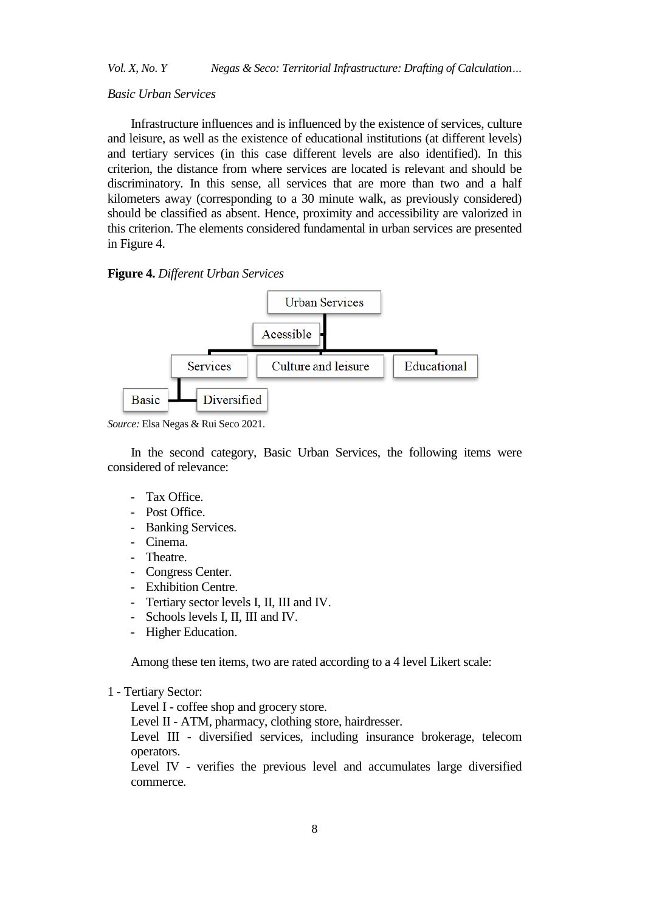*Basic Urban Services*

Infrastructure influences and is influenced by the existence of services, culture and leisure, as well as the existence of educational institutions (at different levels) and tertiary services (in this case different levels are also identified). In this criterion, the distance from where services are located is relevant and should be discriminatory. In this sense, all services that are more than two and a half kilometers away (corresponding to a 30 minute walk, as previously considered) should be classified as absent. Hence, proximity and accessibility are valorized in this criterion. The elements considered fundamental in urban services are presented in Figure 4.

**Figure 4.** *Different Urban Services*

Urban Services
Acessible
Services | Culture and leisure | Educational
Basic | Diversified

*Source:* Elsa Negas & Rui Seco 2021.

In the second category, Basic Urban Services, the following items were considered of relevance:

- Tax Office.
- Post Office.
- Banking Services.
- Cinema.
- Theatre.
- Congress Center.
- Exhibition Centre.
- Tertiary sector levels I, II, III and IV.
- Schools levels I, II, III and IV.
- Higher Education.

Among these ten items, two are rated according to a 4 level Likert scale:

1 - Tertiary Sector:
Level I - coffee shop and grocery store.
Level II - ATM, pharmacy, clothing store, hairdresser.
Level III - diversified services, including insurance brokerage, telecom operators.
Level IV - verifies the previous level and accumulates large diversified commerce.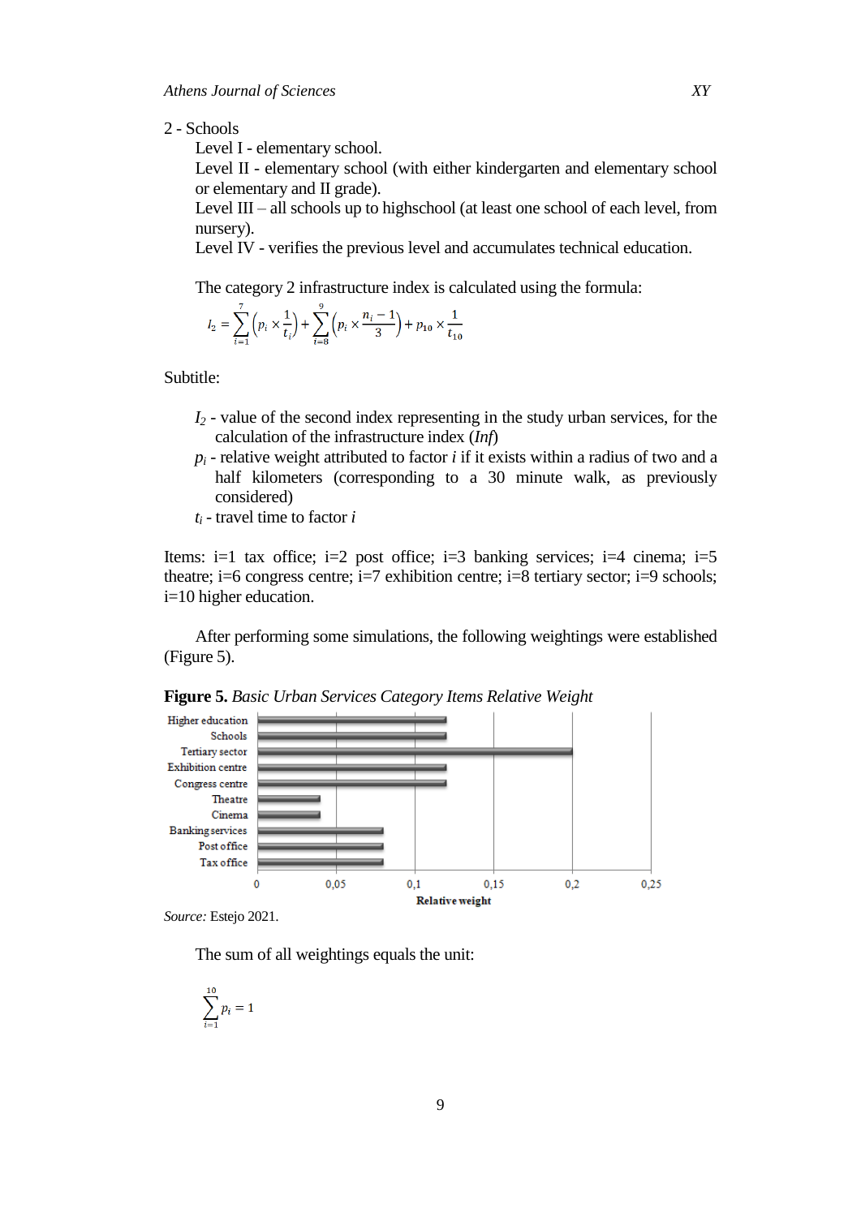2 - Schools

Level I - elementary school.

Level II - elementary school (with either kindergarten and elementary school or elementary and II grade).

Level III – all schools up to highschool (at least one school of each level, from nursery).

Level IV - verifies the previous level and accumulates technical education.

The category 2 infrastructure index is calculated using the formula:

$$I_2 = \sum_{i=1}^{7}\left(p_i \times \frac{1}{t_i}\right) + \sum_{i=8}^{9}\left(p_i \times \frac{n_i - 1}{3}\right) + p_{10} \times \frac{1}{t_{10}}$$

Subtitle:

$I_2$ - value of the second index representing in the study urban services, for the calculation of the infrastructure index (*Inf*)

$p_i$ - relative weight attributed to factor *i* if it exists within a radius of two and a half kilometers (corresponding to a 30 minute walk, as previously considered)

$t_i$ - travel time to factor *i*

Items: i=1 tax office; i=2 post office; i=3 banking services; i=4 cinema; i=5 theatre; i=6 congress centre; i=7 exhibition centre; i=8 tertiary sector; i=9 schools; i=10 higher education.

After performing some simulations, the following weightings were established (Figure 5).

**Figure 5.** *Basic Urban Services Category Items Relative Weight*

| Item | Relative weight |
|---|---|
| Higher education | 0,12 |
| Schools | 0,12 |
| Tertiary sector | 0,2 |
| Exhibition centre | 0,12 |
| Congress centre | 0,12 |
| Theatre | 0,04 |
| Cinema | 0,04 |
| Banking services | 0,08 |
| Post office | 0,08 |
| Tax office | 0,08 |

*Source:* Estejo 2021.

The sum of all weightings equals the unit:

$$\sum_{i=1}^{10} p_i = 1$$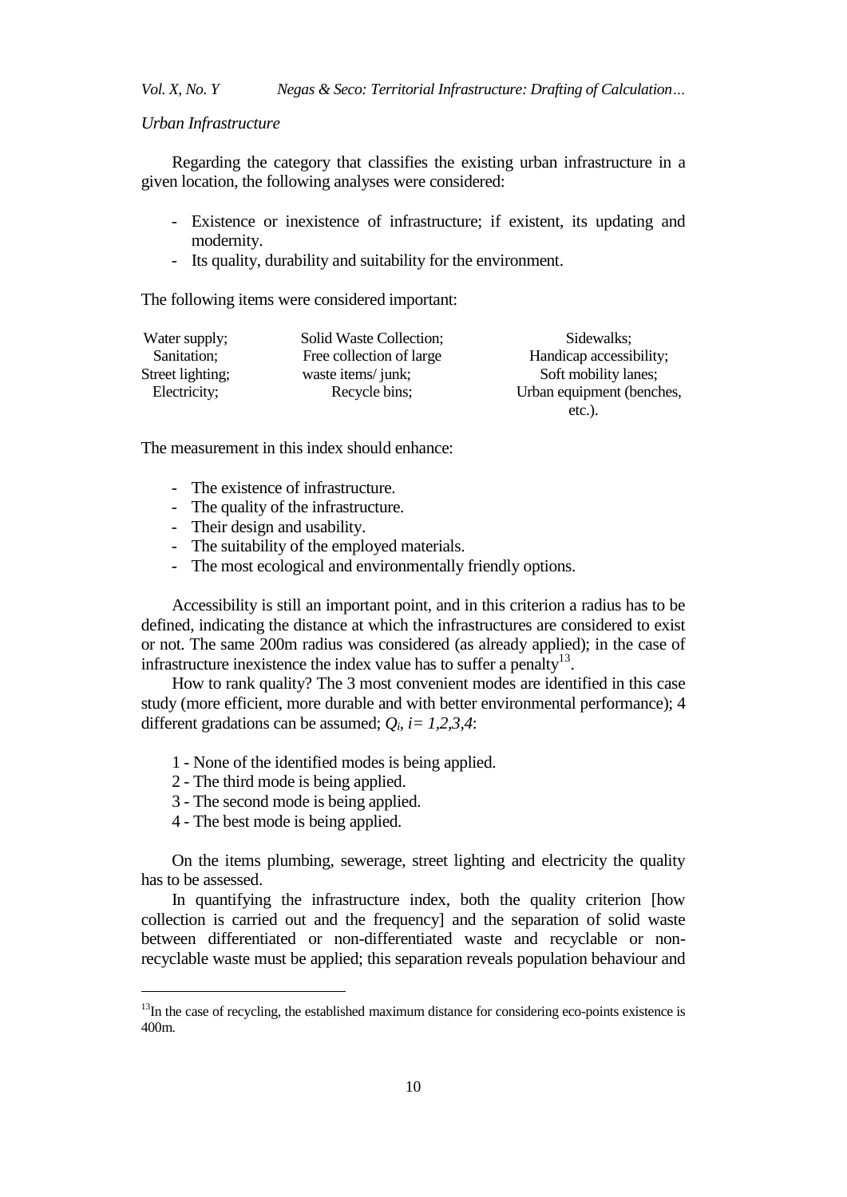*Urban Infrastructure*

Regarding the category that classifies the existing urban infrastructure in a given location, the following analyses were considered:

- Existence or inexistence of infrastructure; if existent, its updating and modernity.
- Its quality, durability and suitability for the environment.

The following items were considered important:

| | | |
|---|---|---|
| Water supply; | Solid Waste Collection; | Sidewalks; |
| Sanitation; | Free collection of large waste items/ junk; | Handicap accessibility; |
| Street lighting; | Recycle bins; | Soft mobility lanes; |
| Electricity; | | Urban equipment (benches, etc.). |

The measurement in this index should enhance:

- The existence of infrastructure.
- The quality of the infrastructure.
- Their design and usability.
- The suitability of the employed materials.
- The most ecological and environmentally friendly options.

Accessibility is still an important point, and in this criterion a radius has to be defined, indicating the distance at which the infrastructures are considered to exist or not. The same 200m radius was considered (as already applied); in the case of infrastructure inexistence the index value has to suffer a penalty[13].

How to rank quality? The 3 most convenient modes are identified in this case study (more efficient, more durable and with better environmental performance); 4 different gradations can be assumed; $Q_i$, $i= 1,2,3,4$:

1 - None of the identified modes is being applied.
2 - The third mode is being applied.
3 - The second mode is being applied.
4 - The best mode is being applied.

On the items plumbing, sewerage, street lighting and electricity the quality has to be assessed.

In quantifying the infrastructure index, both the quality criterion [how collection is carried out and the frequency] and the separation of solid waste between differentiated or non-differentiated waste and recyclable or non-recyclable waste must be applied; this separation reveals population behaviour and

[13] In the case of recycling, the established maximum distance for considering eco-points existence is 400m.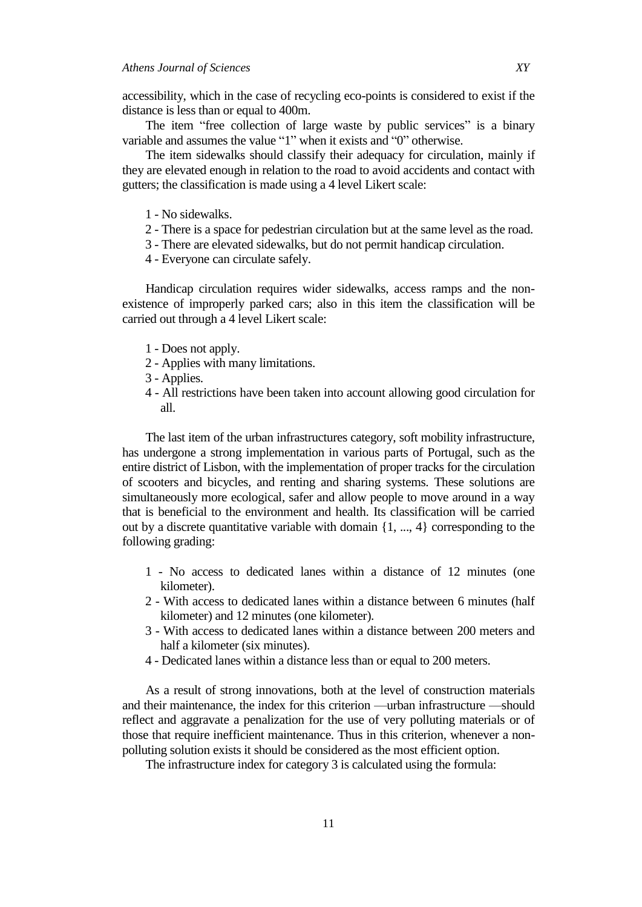accessibility, which in the case of recycling eco-points is considered to exist if the distance is less than or equal to 400m.

The item "free collection of large waste by public services" is a binary variable and assumes the value "1" when it exists and "0" otherwise.

The item sidewalks should classify their adequacy for circulation, mainly if they are elevated enough in relation to the road to avoid accidents and contact with gutters; the classification is made using a 4 level Likert scale:

1 - No sidewalks.
2 - There is a space for pedestrian circulation but at the same level as the road.
3 - There are elevated sidewalks, but do not permit handicap circulation.
4 - Everyone can circulate safely.

Handicap circulation requires wider sidewalks, access ramps and the non-existence of improperly parked cars; also in this item the classification will be carried out through a 4 level Likert scale:

1 - Does not apply.
2 - Applies with many limitations.
3 - Applies.
4 - All restrictions have been taken into account allowing good circulation for all.

The last item of the urban infrastructures category, soft mobility infrastructure, has undergone a strong implementation in various parts of Portugal, such as the entire district of Lisbon, with the implementation of proper tracks for the circulation of scooters and bicycles, and renting and sharing systems. These solutions are simultaneously more ecological, safer and allow people to move around in a way that is beneficial to the environment and health. Its classification will be carried out by a discrete quantitative variable with domain {1, ..., 4} corresponding to the following grading:

1 - No access to dedicated lanes within a distance of 12 minutes (one kilometer).
2 - With access to dedicated lanes within a distance between 6 minutes (half kilometer) and 12 minutes (one kilometer).
3 - With access to dedicated lanes within a distance between 200 meters and half a kilometer (six minutes).
4 - Dedicated lanes within a distance less than or equal to 200 meters.

As a result of strong innovations, both at the level of construction materials and their maintenance, the index for this criterion —urban infrastructure —should reflect and aggravate a penalization for the use of very polluting materials or of those that require inefficient maintenance. Thus in this criterion, whenever a non-polluting solution exists it should be considered as the most efficient option.

The infrastructure index for category 3 is calculated using the formula: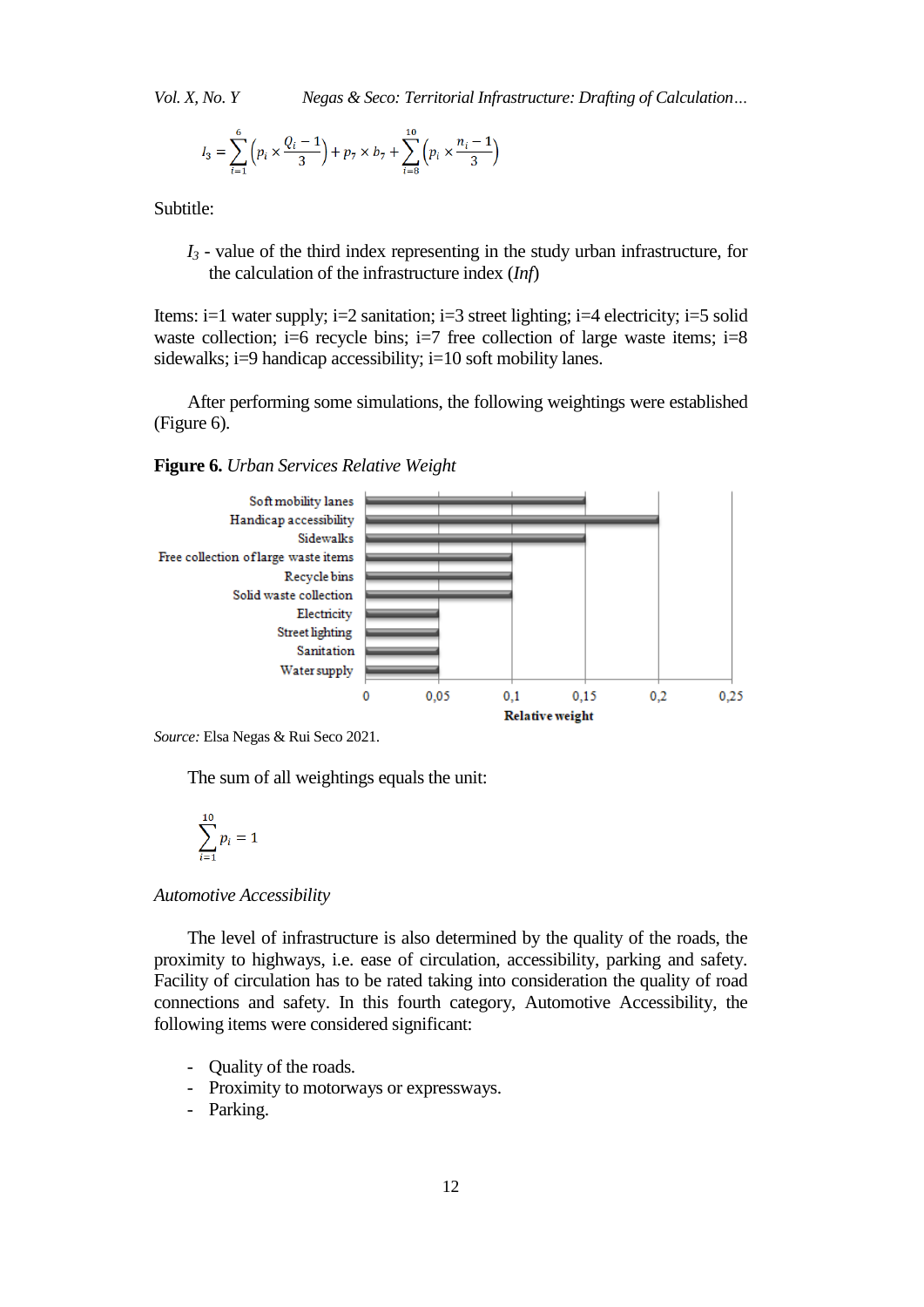$$I_3 = \sum_{i=1}^{6} \left( p_i \times \frac{Q_i - 1}{3} \right) + p_7 \times b_7 + \sum_{i=8}^{10} \left( p_i \times \frac{n_i - 1}{3} \right)$$

Subtitle:

> $I_3$ - value of the third index representing in the study urban infrastructure, for the calculation of the infrastructure index (*Inf*)

Items: i=1 water supply; i=2 sanitation; i=3 street lighting; i=4 electricity; i=5 solid waste collection; i=6 recycle bins; i=7 free collection of large waste items; i=8 sidewalks; i=9 handicap accessibility; i=10 soft mobility lanes.

After performing some simulations, the following weightings were established (Figure 6).

**Figure 6.** *Urban Services Relative Weight*

| Urban service | Relative weight |
|---|---|
| Soft mobility lanes | 0,15 |
| Handicap accessibility | 0,2 |
| Sidewalks | 0,15 |
| Free collection of large waste items | 0,1 |
| Recycle bins | 0,1 |
| Solid waste collection | 0,1 |
| Electricity | 0,05 |
| Street lighting | 0,05 |
| Sanitation | 0,05 |
| Water supply | 0,05 |

*Source:* Elsa Negas & Rui Seco 2021.

The sum of all weightings equals the unit:

$$\sum_{i=1}^{10} p_i = 1$$

*Automotive Accessibility*

The level of infrastructure is also determined by the quality of the roads, the proximity to highways, i.e. ease of circulation, accessibility, parking and safety. Facility of circulation has to be rated taking into consideration the quality of road connections and safety. In this fourth category, Automotive Accessibility, the following items were considered significant:

- Quality of the roads.
- Proximity to motorways or expressways.
- Parking.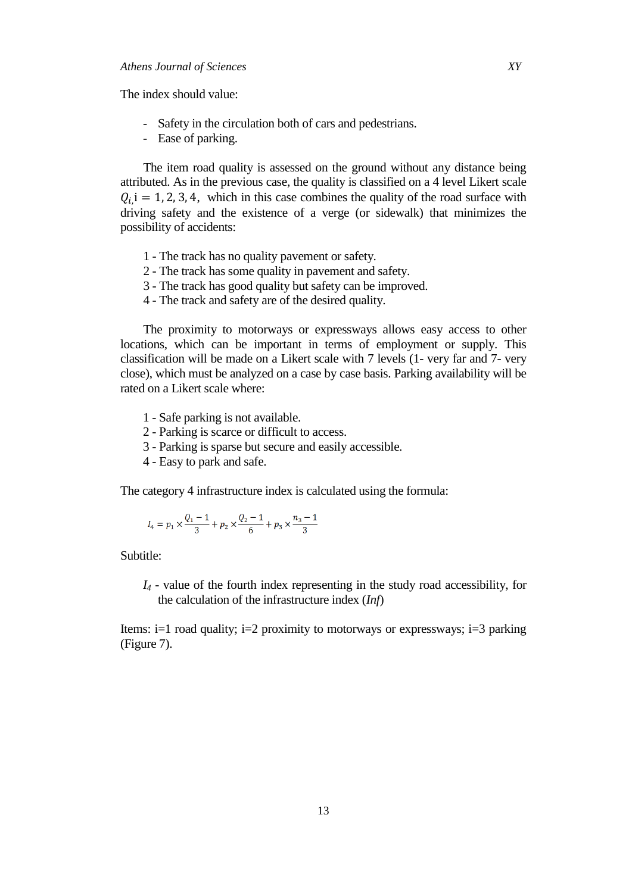The index should value:

- Safety in the circulation both of cars and pedestrians.
- Ease of parking.

The item road quality is assessed on the ground without any distance being attributed. As in the previous case, the quality is classified on a 4 level Likert scale $Q_{i,}\mathrm{i} = 1, 2, 3, 4,$ which in this case combines the quality of the road surface with driving safety and the existence of a verge (or sidewalk) that minimizes the possibility of accidents:

1 - The track has no quality pavement or safety.
2 - The track has some quality in pavement and safety.
3 - The track has good quality but safety can be improved.
4 - The track and safety are of the desired quality.

The proximity to motorways or expressways allows easy access to other locations, which can be important in terms of employment or supply. This classification will be made on a Likert scale with 7 levels (1- very far and 7- very close), which must be analyzed on a case by case basis. Parking availability will be rated on a Likert scale where:

1 - Safe parking is not available.
2 - Parking is scarce or difficult to access.
3 - Parking is sparse but secure and easily accessible.
4 - Easy to park and safe.

The category 4 infrastructure index is calculated using the formula:

$$I_4 = p_1 \times \frac{Q_1 - 1}{3} + p_2 \times \frac{Q_2 - 1}{6} + p_3 \times \frac{n_3 - 1}{3}$$

Subtitle:

$I_4$ - value of the fourth index representing in the study road accessibility, for the calculation of the infrastructure index (*Inf*)

Items: i=1 road quality; i=2 proximity to motorways or expressways; i=3 parking (Figure 7).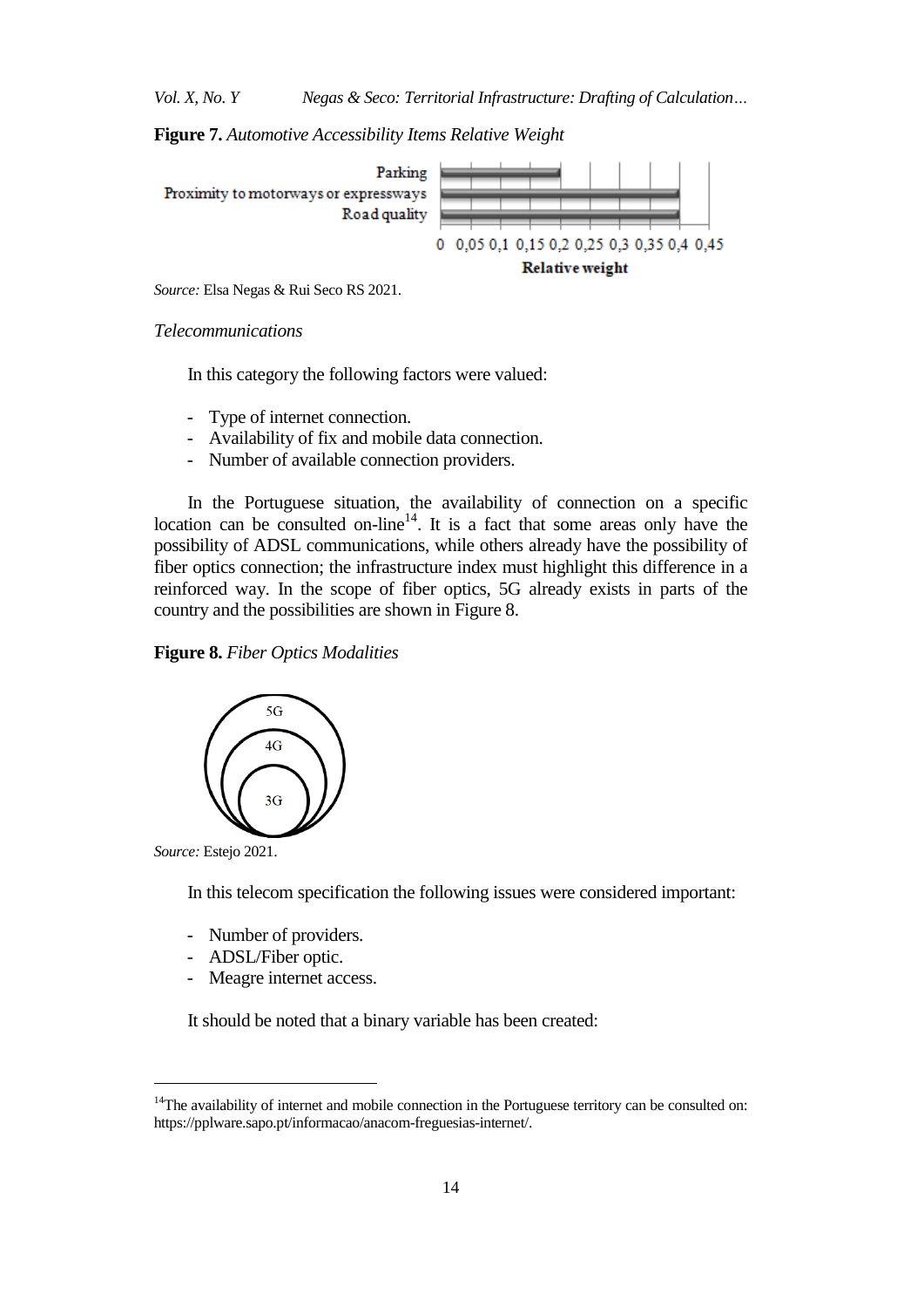**Figure 7.** *Automotive Accessibility Items Relative Weight*

*Source:* Elsa Negas & Rui Seco RS 2021.

*Telecommunications*

In this category the following factors were valued:

- Type of internet connection.
- Availability of fix and mobile data connection.
- Number of available connection providers.

In the Portuguese situation, the availability of connection on a specific location can be consulted on-line[14]. It is a fact that some areas only have the possibility of ADSL communications, while others already have the possibility of fiber optics connection; the infrastructure index must highlight this difference in a reinforced way. In the scope of fiber optics, 5G already exists in parts of the country and the possibilities are shown in Figure 8.

**Figure 8.** *Fiber Optics Modalities*

*Source:* Estejo 2021.

In this telecom specification the following issues were considered important:

- Number of providers.
- ADSL/Fiber optic.
- Meagre internet access.

It should be noted that a binary variable has been created:

---

[14]The availability of internet and mobile connection in the Portuguese territory can be consulted on: https://pplware.sapo.pt/informacao/anacom-freguesias-internet/.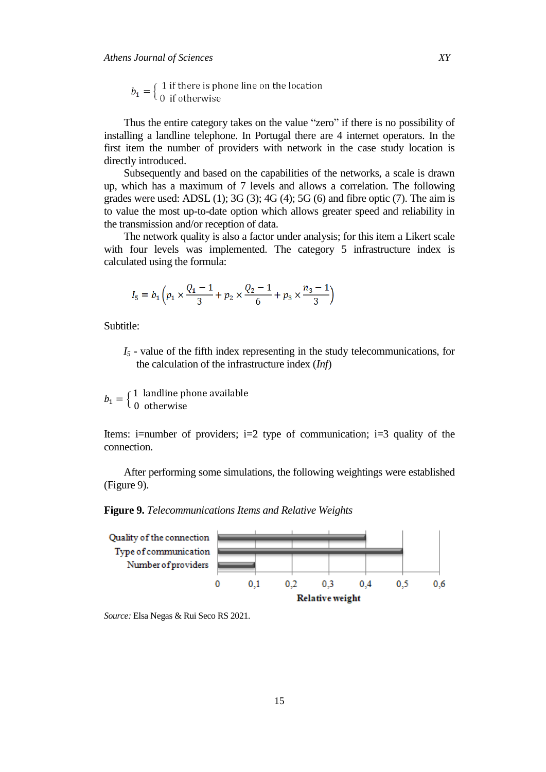$$b_1 = \begin{cases} 1 \text{ if there is phone line on the location} \\ 0 \text{ if otherwise} \end{cases}$$

Thus the entire category takes on the value "zero" if there is no possibility of installing a landline telephone. In Portugal there are 4 internet operators. In the first item the number of providers with network in the case study location is directly introduced.

Subsequently and based on the capabilities of the networks, a scale is drawn up, which has a maximum of 7 levels and allows a correlation. The following grades were used: ADSL (1); 3G (3); 4G (4); 5G (6) and fibre optic (7). The aim is to value the most up-to-date option which allows greater speed and reliability in the transmission and/or reception of data.

The network quality is also a factor under analysis; for this item a Likert scale with four levels was implemented. The category 5 infrastructure index is calculated using the formula:

$$I_5 = b_1 \left( p_1 \times \frac{Q_1 - 1}{3} + p_2 \times \frac{Q_2 - 1}{6} + p_3 \times \frac{n_3 - 1}{3} \right)$$

Subtitle:

$I_5$ - value of the fifth index representing in the study telecommunications, for the calculation of the infrastructure index (*Inf*)

$$b_1 = \begin{cases} 1 \text{ landline phone available} \\ 0 \text{ otherwise} \end{cases}$$

Items: i=number of providers; i=2 type of communication; i=3 quality of the connection.

After performing some simulations, the following weightings were established (Figure 9).

**Figure 9.** *Telecommunications Items and Relative Weights*

| Item | Relative weight |
|---|---|
| Quality of the connection | 0,4 |
| Type of communication | 0,5 |
| Number of providers | 0,1 |

*Source:* Elsa Negas & Rui Seco RS 2021.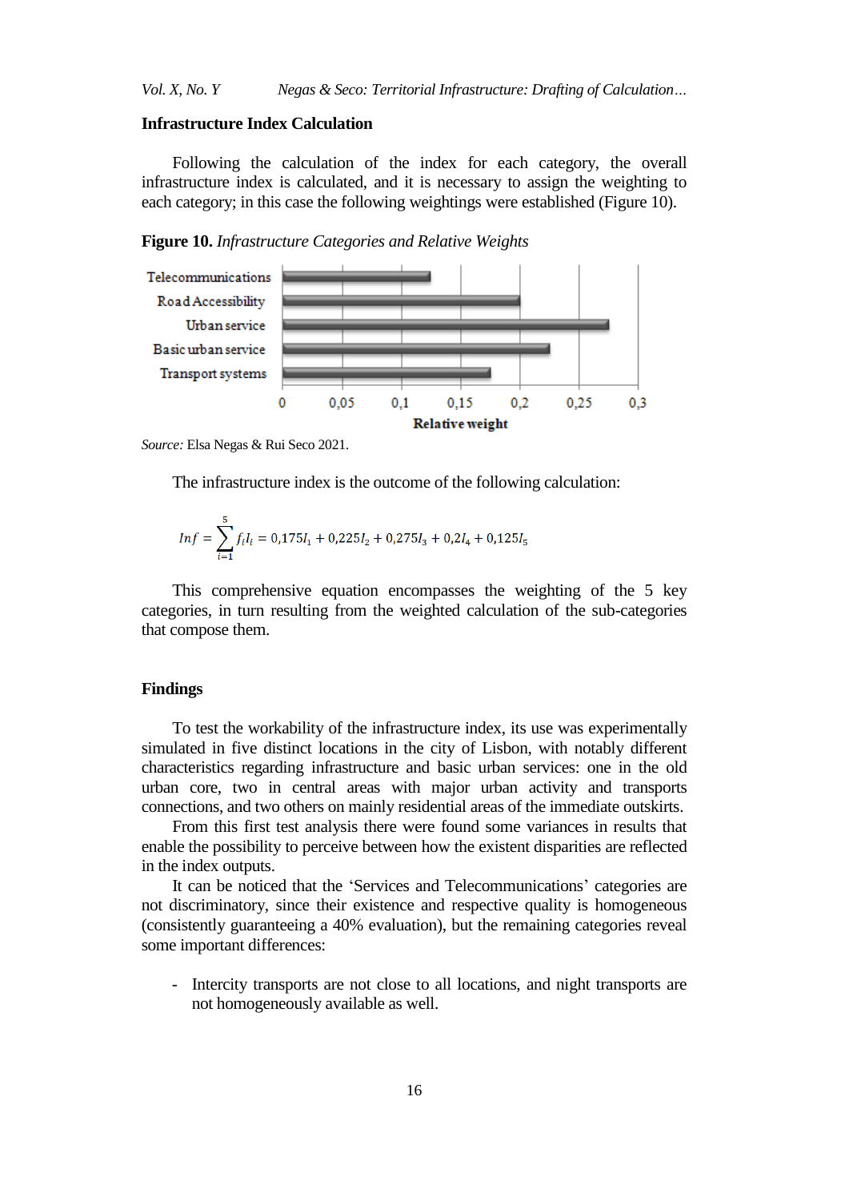**Infrastructure Index Calculation**

Following the calculation of the index for each category, the overall infrastructure index is calculated, and it is necessary to assign the weighting to each category; in this case the following weightings were established (Figure 10).

**Figure 10.** *Infrastructure Categories and Relative Weights*

*Source:* Elsa Negas & Rui Seco 2021.

The infrastructure index is the outcome of the following calculation:

$$Inf = \sum_{i=1}^{5} f_i I_i = 0{,}175I_1 + 0{,}225I_2 + 0{,}275I_3 + 0{,}2I_4 + 0{,}125I_5$$

This comprehensive equation encompasses the weighting of the 5 key categories, in turn resulting from the weighted calculation of the sub-categories that compose them.

**Findings**

To test the workability of the infrastructure index, its use was experimentally simulated in five distinct locations in the city of Lisbon, with notably different characteristics regarding infrastructure and basic urban services: one in the old urban core, two in central areas with major urban activity and transports connections, and two others on mainly residential areas of the immediate outskirts.

From this first test analysis there were found some variances in results that enable the possibility to perceive between how the existent disparities are reflected in the index outputs.

It can be noticed that the 'Services and Telecommunications' categories are not discriminatory, since their existence and respective quality is homogeneous (consistently guaranteeing a 40% evaluation), but the remaining categories reveal some important differences:

- Intercity transports are not close to all locations, and night transports are not homogeneously available as well.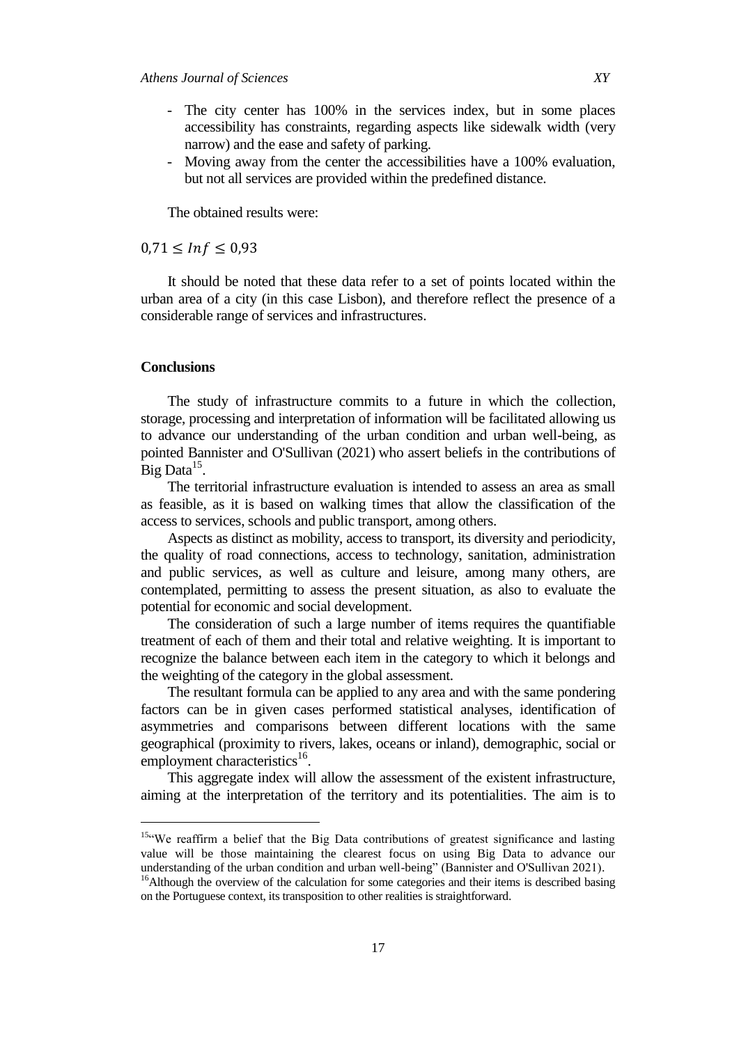- The city center has 100% in the services index, but in some places accessibility has constraints, regarding aspects like sidewalk width (very narrow) and the ease and safety of parking.
- Moving away from the center the accessibilities have a 100% evaluation, but not all services are provided within the predefined distance.

The obtained results were:

$$0{,}71 \leq Inf \leq 0{,}93$$

It should be noted that these data refer to a set of points located within the urban area of a city (in this case Lisbon), and therefore reflect the presence of a considerable range of services and infrastructures.

## Conclusions

The study of infrastructure commits to a future in which the collection, storage, processing and interpretation of information will be facilitated allowing us to advance our understanding of the urban condition and urban well-being, as pointed Bannister and O'Sullivan (2021) who assert beliefs in the contributions of Big Data[15].

The territorial infrastructure evaluation is intended to assess an area as small as feasible, as it is based on walking times that allow the classification of the access to services, schools and public transport, among others.

Aspects as distinct as mobility, access to transport, its diversity and periodicity, the quality of road connections, access to technology, sanitation, administration and public services, as well as culture and leisure, among many others, are contemplated, permitting to assess the present situation, as also to evaluate the potential for economic and social development.

The consideration of such a large number of items requires the quantifiable treatment of each of them and their total and relative weighting. It is important to recognize the balance between each item in the category to which it belongs and the weighting of the category in the global assessment.

The resultant formula can be applied to any area and with the same pondering factors can be in given cases performed statistical analyses, identification of asymmetries and comparisons between different locations with the same geographical (proximity to rivers, lakes, oceans or inland), demographic, social or employment characteristics[16].

This aggregate index will allow the assessment of the existent infrastructure, aiming at the interpretation of the territory and its potentialities. The aim is to

---

[15] "We reaffirm a belief that the Big Data contributions of greatest significance and lasting value will be those maintaining the clearest focus on using Big Data to advance our understanding of the urban condition and urban well-being" (Bannister and O'Sullivan 2021).

[16] Although the overview of the calculation for some categories and their items is described basing on the Portuguese context, its transposition to other realities is straightforward.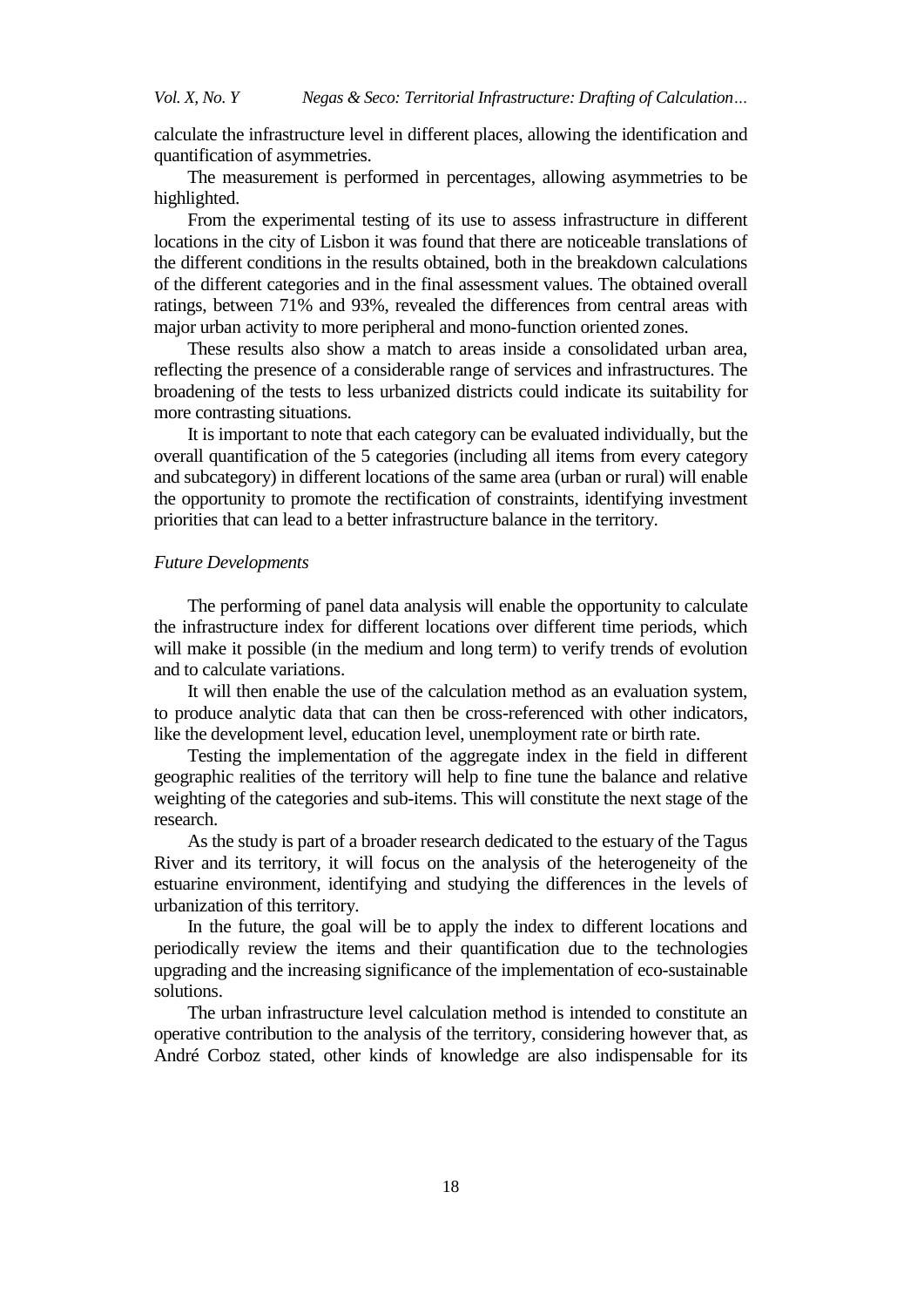calculate the infrastructure level in different places, allowing the identification and quantification of asymmetries.

The measurement is performed in percentages, allowing asymmetries to be highlighted.

From the experimental testing of its use to assess infrastructure in different locations in the city of Lisbon it was found that there are noticeable translations of the different conditions in the results obtained, both in the breakdown calculations of the different categories and in the final assessment values. The obtained overall ratings, between 71% and 93%, revealed the differences from central areas with major urban activity to more peripheral and mono-function oriented zones.

These results also show a match to areas inside a consolidated urban area, reflecting the presence of a considerable range of services and infrastructures. The broadening of the tests to less urbanized districts could indicate its suitability for more contrasting situations.

It is important to note that each category can be evaluated individually, but the overall quantification of the 5 categories (including all items from every category and subcategory) in different locations of the same area (urban or rural) will enable the opportunity to promote the rectification of constraints, identifying investment priorities that can lead to a better infrastructure balance in the territory.

*Future Developments*

The performing of panel data analysis will enable the opportunity to calculate the infrastructure index for different locations over different time periods, which will make it possible (in the medium and long term) to verify trends of evolution and to calculate variations.

It will then enable the use of the calculation method as an evaluation system, to produce analytic data that can then be cross-referenced with other indicators, like the development level, education level, unemployment rate or birth rate.

Testing the implementation of the aggregate index in the field in different geographic realities of the territory will help to fine tune the balance and relative weighting of the categories and sub-items. This will constitute the next stage of the research.

As the study is part of a broader research dedicated to the estuary of the Tagus River and its territory, it will focus on the analysis of the heterogeneity of the estuarine environment, identifying and studying the differences in the levels of urbanization of this territory.

In the future, the goal will be to apply the index to different locations and periodically review the items and their quantification due to the technologies upgrading and the increasing significance of the implementation of eco-sustainable solutions.

The urban infrastructure level calculation method is intended to constitute an operative contribution to the analysis of the territory, considering however that, as André Corboz stated, other kinds of knowledge are also indispensable for its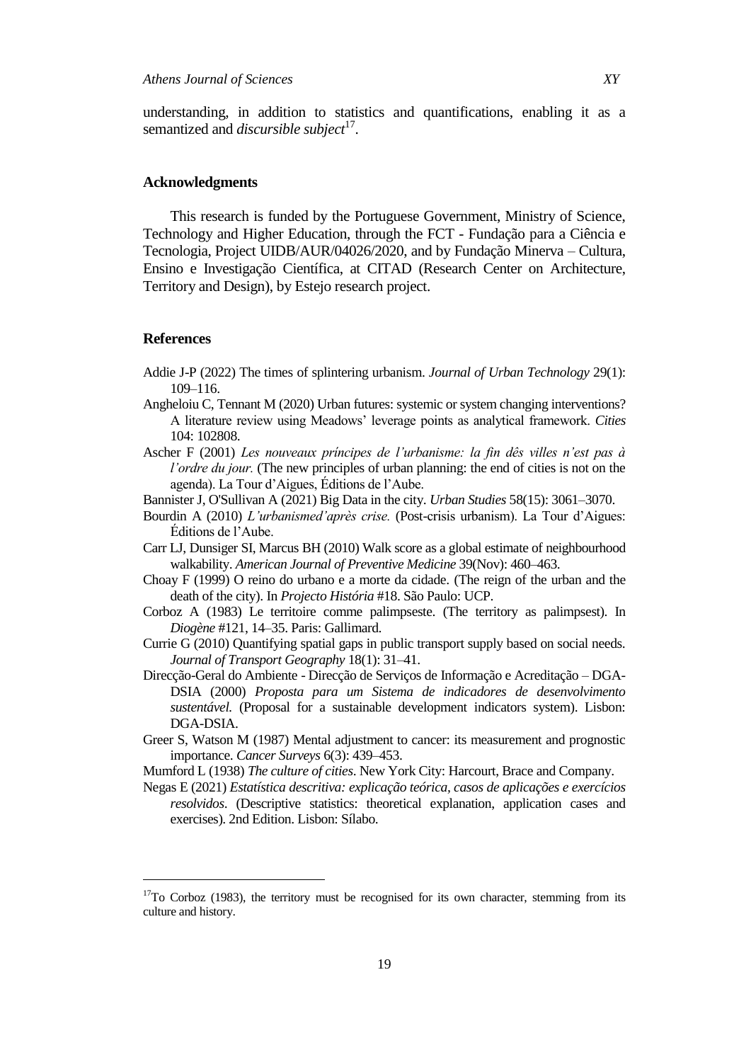understanding, in addition to statistics and quantifications, enabling it as a semantized and *discursible subject*[17].

## Acknowledgments

This research is funded by the Portuguese Government, Ministry of Science, Technology and Higher Education, through the FCT - Fundação para a Ciência e Tecnologia, Project UIDB/AUR/04026/2020, and by Fundação Minerva – Cultura, Ensino e Investigação Científica, at CITAD (Research Center on Architecture, Territory and Design), by Estejo research project.

## References

Addie J-P (2022) The times of splintering urbanism. *Journal of Urban Technology* 29(1): 109–116.

Angheloiu C, Tennant M (2020) Urban futures: systemic or system changing interventions? A literature review using Meadows' leverage points as analytical framework. *Cities* 104: 102808.

Ascher F (2001) *Les nouveaux príncipes de l'urbanisme: la fin dês villes n'est pas à l'ordre du jour.* (The new principles of urban planning: the end of cities is not on the agenda). La Tour d'Aigues, Éditions de l'Aube.

Bannister J, O'Sullivan A (2021) Big Data in the city. *Urban Studies* 58(15): 3061–3070.

Bourdin A (2010) *L'urbanismed'après crise.* (Post-crisis urbanism). La Tour d'Aigues: Éditions de l'Aube.

Carr LJ, Dunsiger SI, Marcus BH (2010) Walk score as a global estimate of neighbourhood walkability. *American Journal of Preventive Medicine* 39(Nov): 460–463.

Choay F (1999) O reino do urbano e a morte da cidade. (The reign of the urban and the death of the city). In *Projecto História* #18. São Paulo: UCP.

Corboz A (1983) Le territoire comme palimpseste. (The territory as palimpsest). In *Diogène* #121, 14–35. Paris: Gallimard.

Currie G (2010) Quantifying spatial gaps in public transport supply based on social needs. *Journal of Transport Geography* 18(1): 31–41.

Direcção-Geral do Ambiente - Direcção de Serviços de Informação e Acreditação – DGA-DSIA (2000) *Proposta para um Sistema de indicadores de desenvolvimento sustentável.* (Proposal for a sustainable development indicators system). Lisbon: DGA-DSIA.

Greer S, Watson M (1987) Mental adjustment to cancer: its measurement and prognostic importance. *Cancer Surveys* 6(3): 439–453.

Mumford L (1938) *The culture of cities*. New York City: Harcourt, Brace and Company.

Negas E (2021) *Estatística descritiva: explicação teórica, casos de aplicações e exercícios resolvidos*. (Descriptive statistics: theoretical explanation, application cases and exercises). 2nd Edition. Lisbon: Sílabo.

---

[17] To Corboz (1983), the territory must be recognised for its own character, stemming from its culture and history.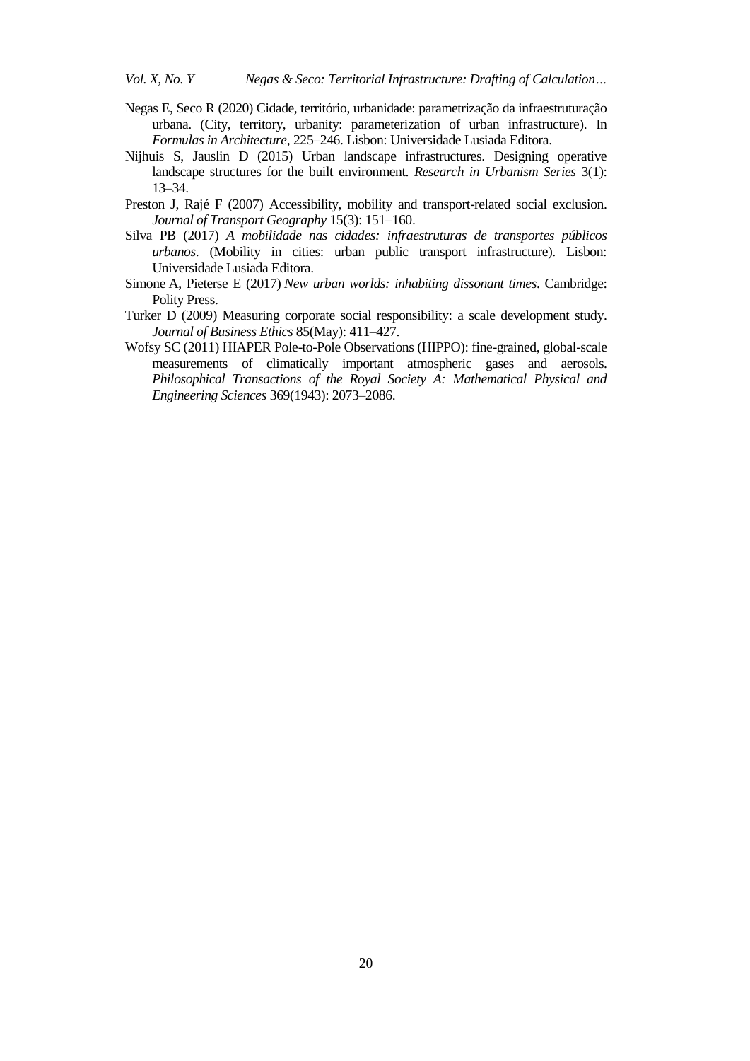Negas E, Seco R (2020) Cidade, território, urbanidade: parametrização da infraestruturação urbana. (City, territory, urbanity: parameterization of urban infrastructure). In *Formulas in Architecture*, 225–246. Lisbon: Universidade Lusiada Editora.

Nijhuis S, Jauslin D (2015) Urban landscape infrastructures. Designing operative landscape structures for the built environment. *Research in Urbanism Series* 3(1): 13–34.

Preston J, Rajé F (2007) Accessibility, mobility and transport-related social exclusion. *Journal of Transport Geography* 15(3): 151–160.

Silva PB (2017) *A mobilidade nas cidades: infraestruturas de transportes públicos urbanos*. (Mobility in cities: urban public transport infrastructure). Lisbon: Universidade Lusiada Editora.

Simone A, Pieterse E (2017) *New urban worlds: inhabiting dissonant times*. Cambridge: Polity Press.

Turker D (2009) Measuring corporate social responsibility: a scale development study. *Journal of Business Ethics* 85(May): 411–427.

Wofsy SC (2011) HIAPER Pole-to-Pole Observations (HIPPO): fine-grained, global-scale measurements of climatically important atmospheric gases and aerosols. *Philosophical Transactions of the Royal Society A: Mathematical Physical and Engineering Sciences* 369(1943): 2073–2086.